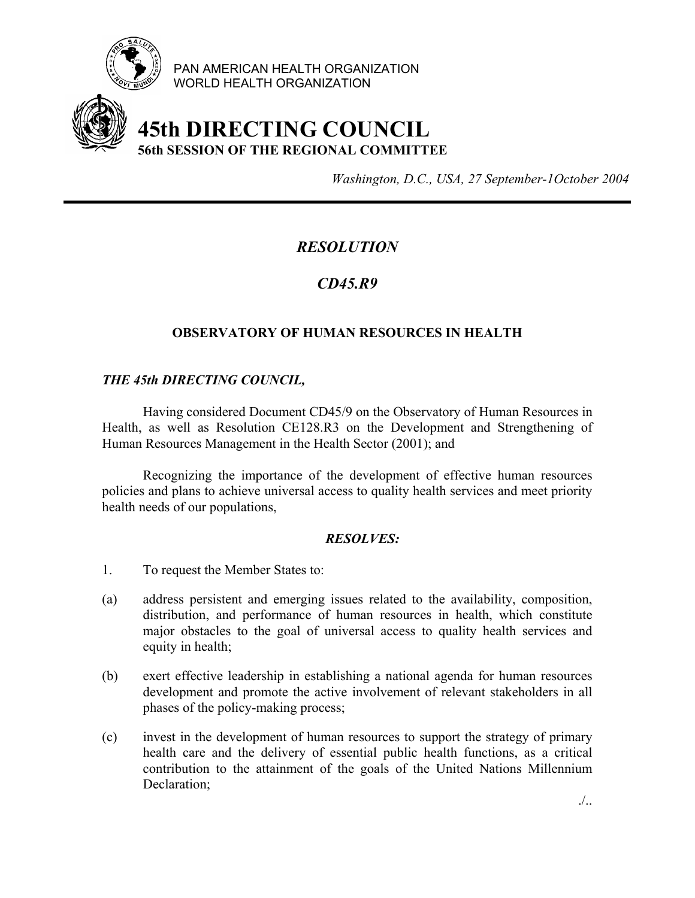PAN AMERICAN HEALTH ORGANIZATION
WORLD HEALTH ORGANIZATION

# 45th DIRECTING COUNCIL

**56th SESSION OF THE REGIONAL COMMITTEE**

*Washington, D.C., USA, 27 September-1October 2004*

---

## *RESOLUTION*

## *CD45.R9*

### OBSERVATORY OF HUMAN RESOURCES IN HEALTH

***THE 45th DIRECTING COUNCIL,***

Having considered Document CD45/9 on the Observatory of Human Resources in Health, as well as Resolution CE128.R3 on the Development and Strengthening of Human Resources Management in the Health Sector (2001); and

Recognizing the importance of the development of effective human resources policies and plans to achieve universal access to quality health services and meet priority health needs of our populations,

***RESOLVES:***

1. To request the Member States to:

(a) address persistent and emerging issues related to the availability, composition, distribution, and performance of human resources in health, which constitute major obstacles to the goal of universal access to quality health services and equity in health;

(b) exert effective leadership in establishing a national agenda for human resources development and promote the active involvement of relevant stakeholders in all phases of the policy-making process;

(c) invest in the development of human resources to support the strategy of primary health care and the delivery of essential public health functions, as a critical contribution to the attainment of the goals of the United Nations Millennium Declaration;

./..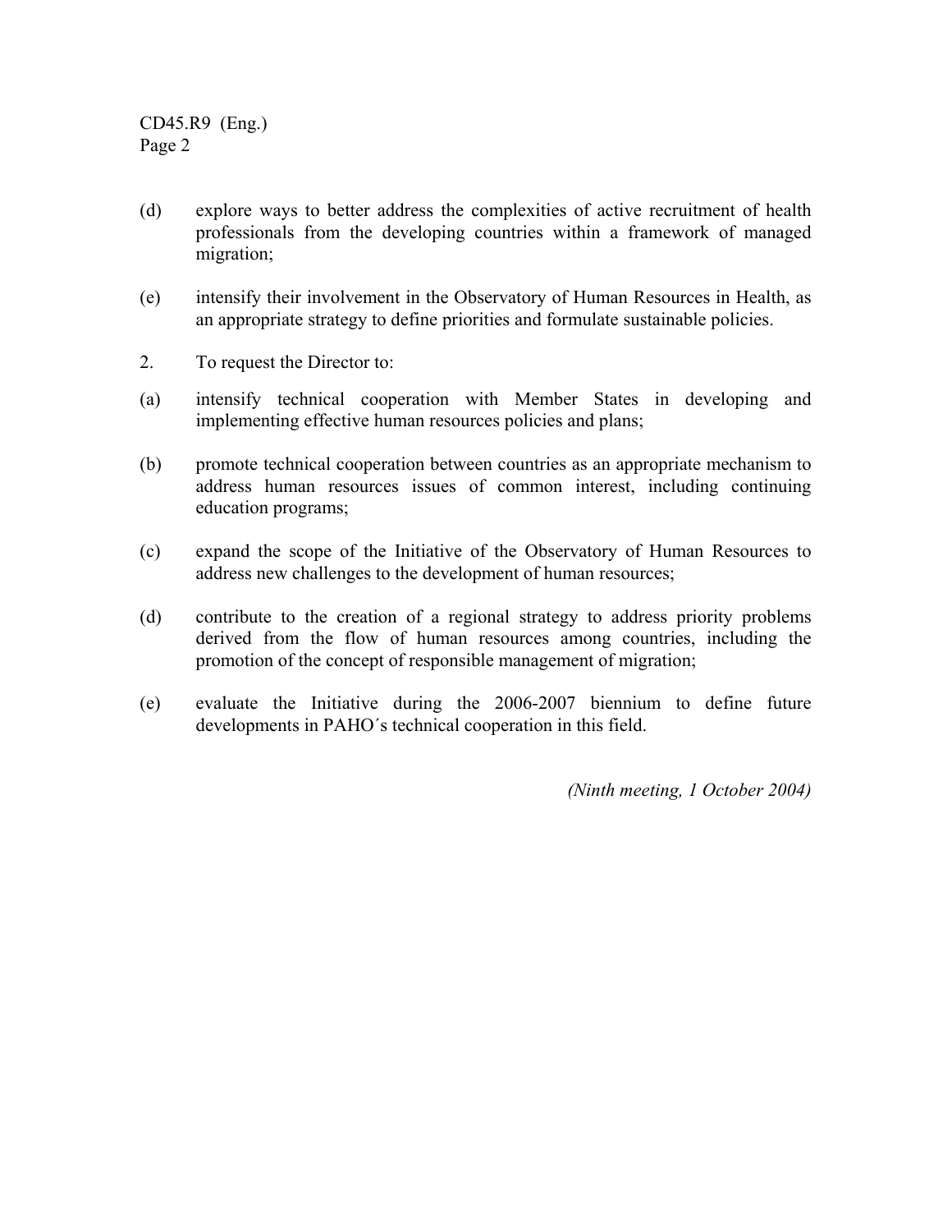(d) explore ways to better address the complexities of active recruitment of health professionals from the developing countries within a framework of managed migration;

(e) intensify their involvement in the Observatory of Human Resources in Health, as an appropriate strategy to define priorities and formulate sustainable policies.

2. To request the Director to:

(a) intensify technical cooperation with Member States in developing and implementing effective human resources policies and plans;

(b) promote technical cooperation between countries as an appropriate mechanism to address human resources issues of common interest, including continuing education programs;

(c) expand the scope of the Initiative of the Observatory of Human Resources to address new challenges to the development of human resources;

(d) contribute to the creation of a regional strategy to address priority problems derived from the flow of human resources among countries, including the promotion of the concept of responsible management of migration;

(e) evaluate the Initiative during the 2006-2007 biennium to define future developments in PAHO´s technical cooperation in this field.

*(Ninth meeting, 1 October 2004)*